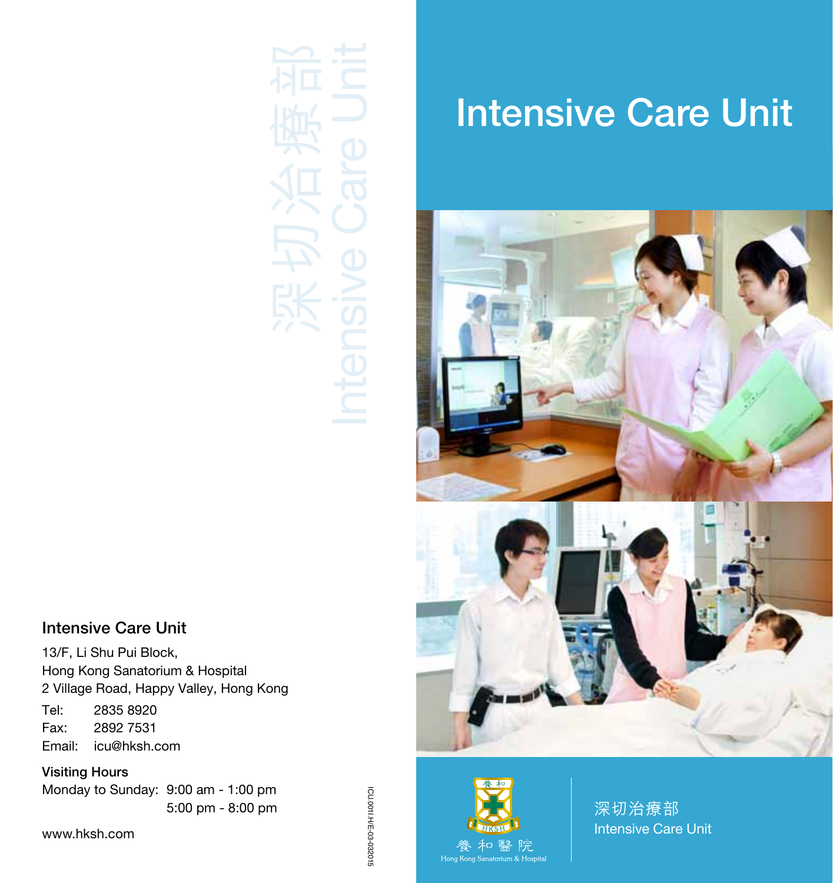深切治療部
Intensive Care Unit

## Intensive Care Unit

13/F, Li Shu Pui Block,
Hong Kong Sanatorium & Hospital
2 Village Road, Happy Valley, Hong Kong

| | |
|---|---|
| Tel: | 2835 8920 |
| Fax: | 2892 7531 |
| Email: | icu@hksh.com |

### Visiting Hours

Monday to Sunday: 9:00 am - 1:00 pm
5:00 pm - 8:00 pm

www.hksh.com

ICU.001I.H/E-03-032015

# Intensive Care Unit

養和醫院
Hong Kong Sanatorium & Hospital

深切治療部
Intensive Care Unit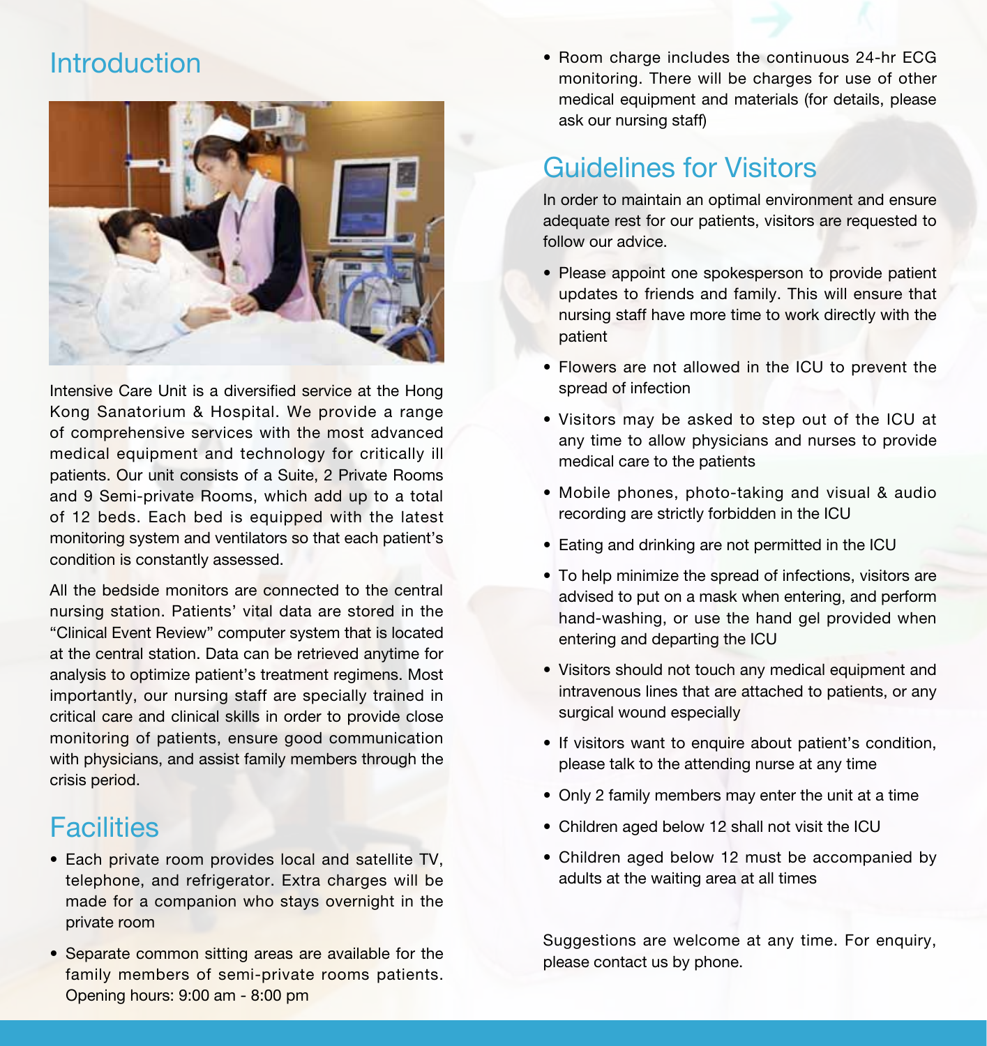# Introduction

Intensive Care Unit is a diversified service at the Hong Kong Sanatorium & Hospital. We provide a range of comprehensive services with the most advanced medical equipment and technology for critically ill patients. Our unit consists of a Suite, 2 Private Rooms and 9 Semi-private Rooms, which add up to a total of 12 beds. Each bed is equipped with the latest monitoring system and ventilators so that each patient's condition is constantly assessed.

All the bedside monitors are connected to the central nursing station. Patients' vital data are stored in the "Clinical Event Review" computer system that is located at the central station. Data can be retrieved anytime for analysis to optimize patient's treatment regimens. Most importantly, our nursing staff are specially trained in critical care and clinical skills in order to provide close monitoring of patients, ensure good communication with physicians, and assist family members through the crisis period.

# Facilities

- Each private room provides local and satellite TV, telephone, and refrigerator. Extra charges will be made for a companion who stays overnight in the private room
- Separate common sitting areas are available for the family members of semi-private rooms patients. Opening hours: 9:00 am - 8:00 pm
- Room charge includes the continuous 24-hr ECG monitoring. There will be charges for use of other medical equipment and materials (for details, please ask our nursing staff)

# Guidelines for Visitors

In order to maintain an optimal environment and ensure adequate rest for our patients, visitors are requested to follow our advice.

- Please appoint one spokesperson to provide patient updates to friends and family. This will ensure that nursing staff have more time to work directly with the patient
- Flowers are not allowed in the ICU to prevent the spread of infection
- Visitors may be asked to step out of the ICU at any time to allow physicians and nurses to provide medical care to the patients
- Mobile phones, photo-taking and visual & audio recording are strictly forbidden in the ICU
- Eating and drinking are not permitted in the ICU
- To help minimize the spread of infections, visitors are advised to put on a mask when entering, and perform hand-washing, or use the hand gel provided when entering and departing the ICU
- Visitors should not touch any medical equipment and intravenous lines that are attached to patients, or any surgical wound especially
- If visitors want to enquire about patient's condition, please talk to the attending nurse at any time
- Only 2 family members may enter the unit at a time
- Children aged below 12 shall not visit the ICU
- Children aged below 12 must be accompanied by adults at the waiting area at all times

Suggestions are welcome at any time. For enquiry, please contact us by phone.